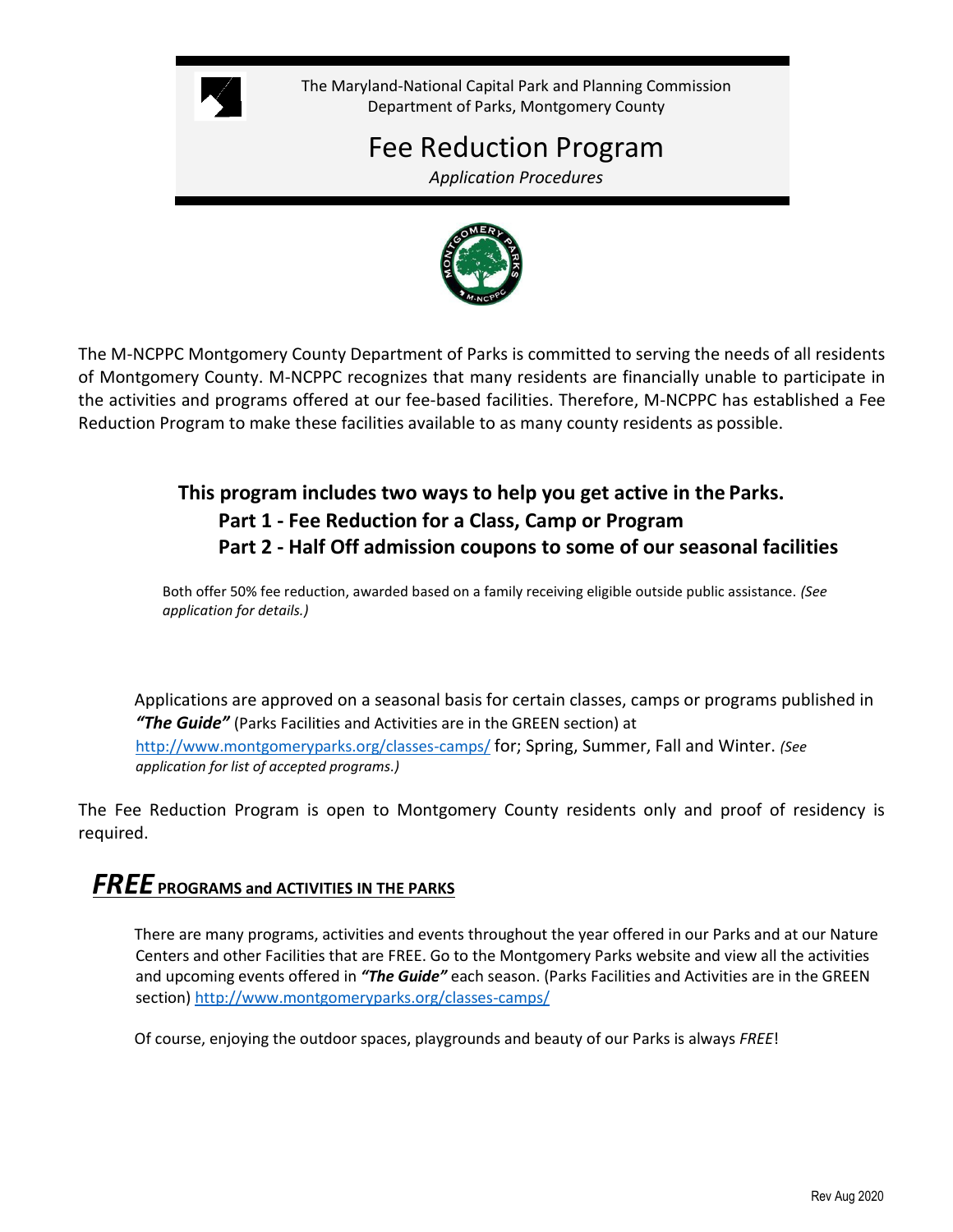The Maryland-National Capital Park and Planning Commission
Department of Parks, Montgomery County

# Fee Reduction Program

*Application Procedures*

The M-NCPPC Montgomery County Department of Parks is committed to serving the needs of all residents of Montgomery County. M-NCPPC recognizes that many residents are financially unable to participate in the activities and programs offered at our fee-based facilities. Therefore, M-NCPPC has established a Fee Reduction Program to make these facilities available to as many county residents as possible.

**This program includes two ways to help you get active in the Parks.**

**Part 1 - Fee Reduction for a Class, Camp or Program**

**Part 2 - Half Off admission coupons to some of our seasonal facilities**

Both offer 50% fee reduction, awarded based on a family receiving eligible outside public assistance. *(See application for details.)*

Applications are approved on a seasonal basis for certain classes, camps or programs published in ***"The Guide"*** (Parks Facilities and Activities are in the GREEN section) at http://www.montgomeryparks.org/classes-camps/ for; Spring, Summer, Fall and Winter. *(See application for list of accepted programs.)*

The Fee Reduction Program is open to Montgomery County residents only and proof of residency is required.

## *FREE* PROGRAMS and ACTIVITIES IN THE PARKS

There are many programs, activities and events throughout the year offered in our Parks and at our Nature Centers and other Facilities that are FREE. Go to the Montgomery Parks website and view all the activities and upcoming events offered in ***"The Guide"*** each season. (Parks Facilities and Activities are in the GREEN section) http://www.montgomeryparks.org/classes-camps/

Of course, enjoying the outdoor spaces, playgrounds and beauty of our Parks is always *FREE*!

Rev Aug 2020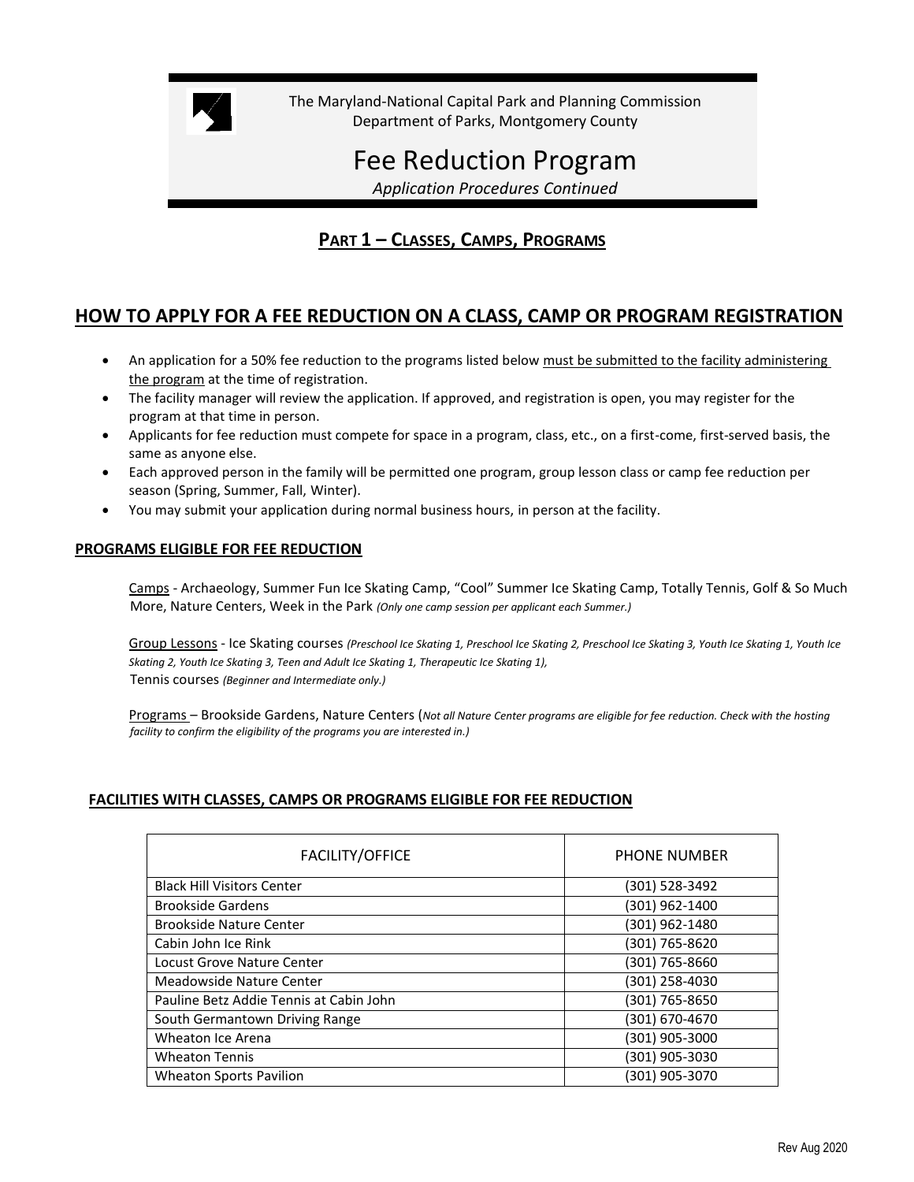The Maryland-National Capital Park and Planning Commission
Department of Parks, Montgomery County

# Fee Reduction Program

*Application Procedures Continued*

## PART 1 – CLASSES, CAMPS, PROGRAMS

## HOW TO APPLY FOR A FEE REDUCTION ON A CLASS, CAMP OR PROGRAM REGISTRATION

- An application for a 50% fee reduction to the programs listed below must be submitted to the facility administering the program at the time of registration.
- The facility manager will review the application. If approved, and registration is open, you may register for the program at that time in person.
- Applicants for fee reduction must compete for space in a program, class, etc., on a first-come, first-served basis, the same as anyone else.
- Each approved person in the family will be permitted one program, group lesson class or camp fee reduction per season (Spring, Summer, Fall, Winter).
- You may submit your application during normal business hours, in person at the facility.

### PROGRAMS ELIGIBLE FOR FEE REDUCTION

Camps - Archaeology, Summer Fun Ice Skating Camp, "Cool" Summer Ice Skating Camp, Totally Tennis, Golf & So Much More, Nature Centers, Week in the Park *(Only one camp session per applicant each Summer.)*

Group Lessons - Ice Skating courses *(Preschool Ice Skating 1, Preschool Ice Skating 2, Preschool Ice Skating 3, Youth Ice Skating 1, Youth Ice Skating 2, Youth Ice Skating 3, Teen and Adult Ice Skating 1, Therapeutic Ice Skating 1),*
Tennis courses *(Beginner and Intermediate only.)*

Programs – Brookside Gardens, Nature Centers (*Not all Nature Center programs are eligible for fee reduction. Check with the hosting facility to confirm the eligibility of the programs you are interested in.)*

### FACILITIES WITH CLASSES, CAMPS OR PROGRAMS ELIGIBLE FOR FEE REDUCTION

| FACILITY/OFFICE | PHONE NUMBER |
|---|---|
| Black Hill Visitors Center | (301) 528-3492 |
| Brookside Gardens | (301) 962-1400 |
| Brookside Nature Center | (301) 962-1480 |
| Cabin John Ice Rink | (301) 765-8620 |
| Locust Grove Nature Center | (301) 765-8660 |
| Meadowside Nature Center | (301) 258-4030 |
| Pauline Betz Addie Tennis at Cabin John | (301) 765-8650 |
| South Germantown Driving Range | (301) 670-4670 |
| Wheaton Ice Arena | (301) 905-3000 |
| Wheaton Tennis | (301) 905-3030 |
| Wheaton Sports Pavilion | (301) 905-3070 |

Rev Aug 2020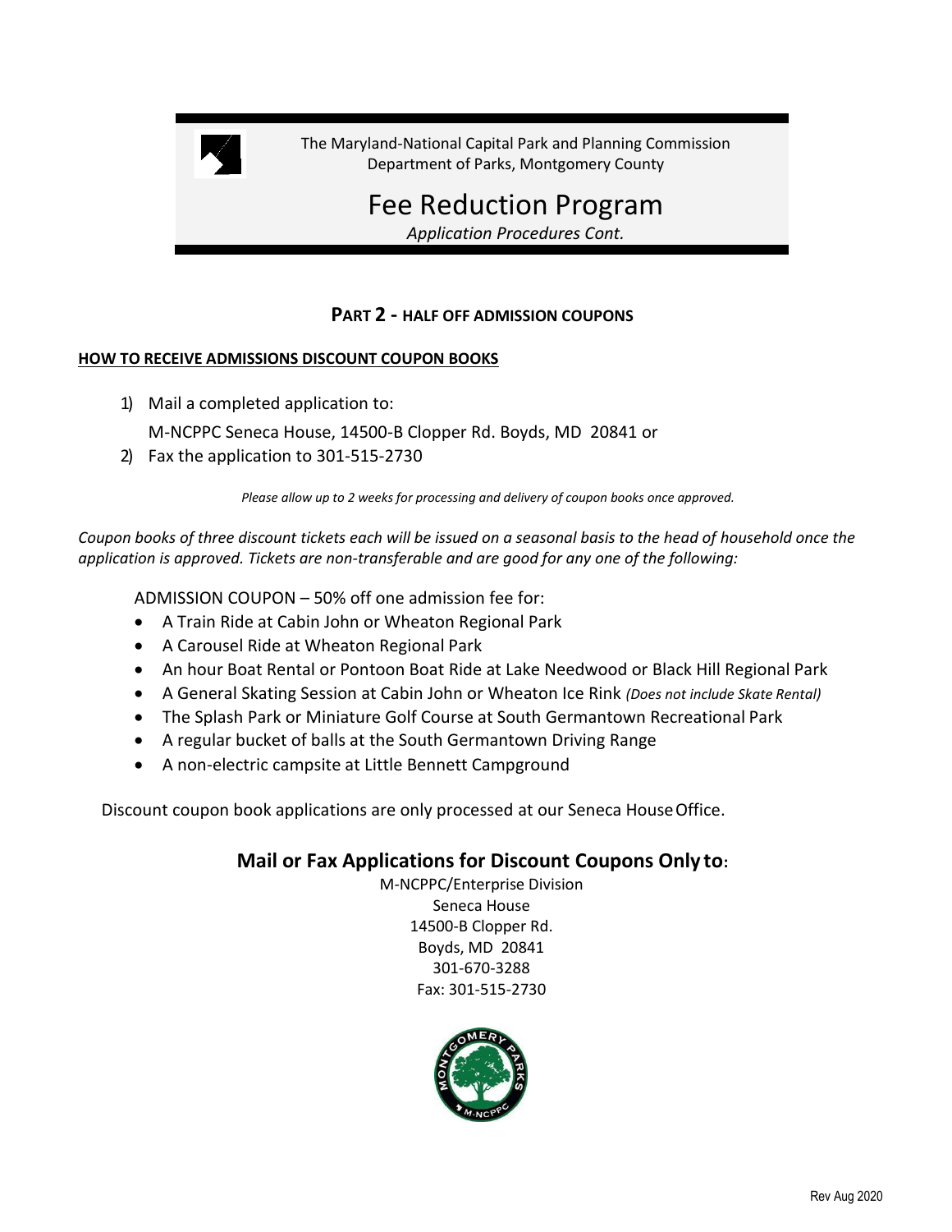The Maryland-National Capital Park and Planning Commission
Department of Parks, Montgomery County

# Fee Reduction Program

*Application Procedures Cont.*

## PART 2 - HALF OFF ADMISSION COUPONS

**HOW TO RECEIVE ADMISSIONS DISCOUNT COUPON BOOKS**

1) Mail a completed application to:
   M-NCPPC Seneca House, 14500-B Clopper Rd. Boyds, MD 20841 or
2) Fax the application to 301-515-2730

*Please allow up to 2 weeks for processing and delivery of coupon books once approved.*

*Coupon books of three discount tickets each will be issued on a seasonal basis to the head of household once the application is approved. Tickets are non-transferable and are good for any one of the following:*

ADMISSION COUPON – 50% off one admission fee for:

- A Train Ride at Cabin John or Wheaton Regional Park
- A Carousel Ride at Wheaton Regional Park
- An hour Boat Rental or Pontoon Boat Ride at Lake Needwood or Black Hill Regional Park
- A General Skating Session at Cabin John or Wheaton Ice Rink *(Does not include Skate Rental)*
- The Splash Park or Miniature Golf Course at South Germantown Recreational Park
- A regular bucket of balls at the South Germantown Driving Range
- A non-electric campsite at Little Bennett Campground

Discount coupon book applications are only processed at our Seneca House Office.

### Mail or Fax Applications for Discount Coupons Only to:

M-NCPPC/Enterprise Division
Seneca House
14500-B Clopper Rd.
Boyds, MD 20841
301-670-3288
Fax: 301-515-2730

Rev Aug 2020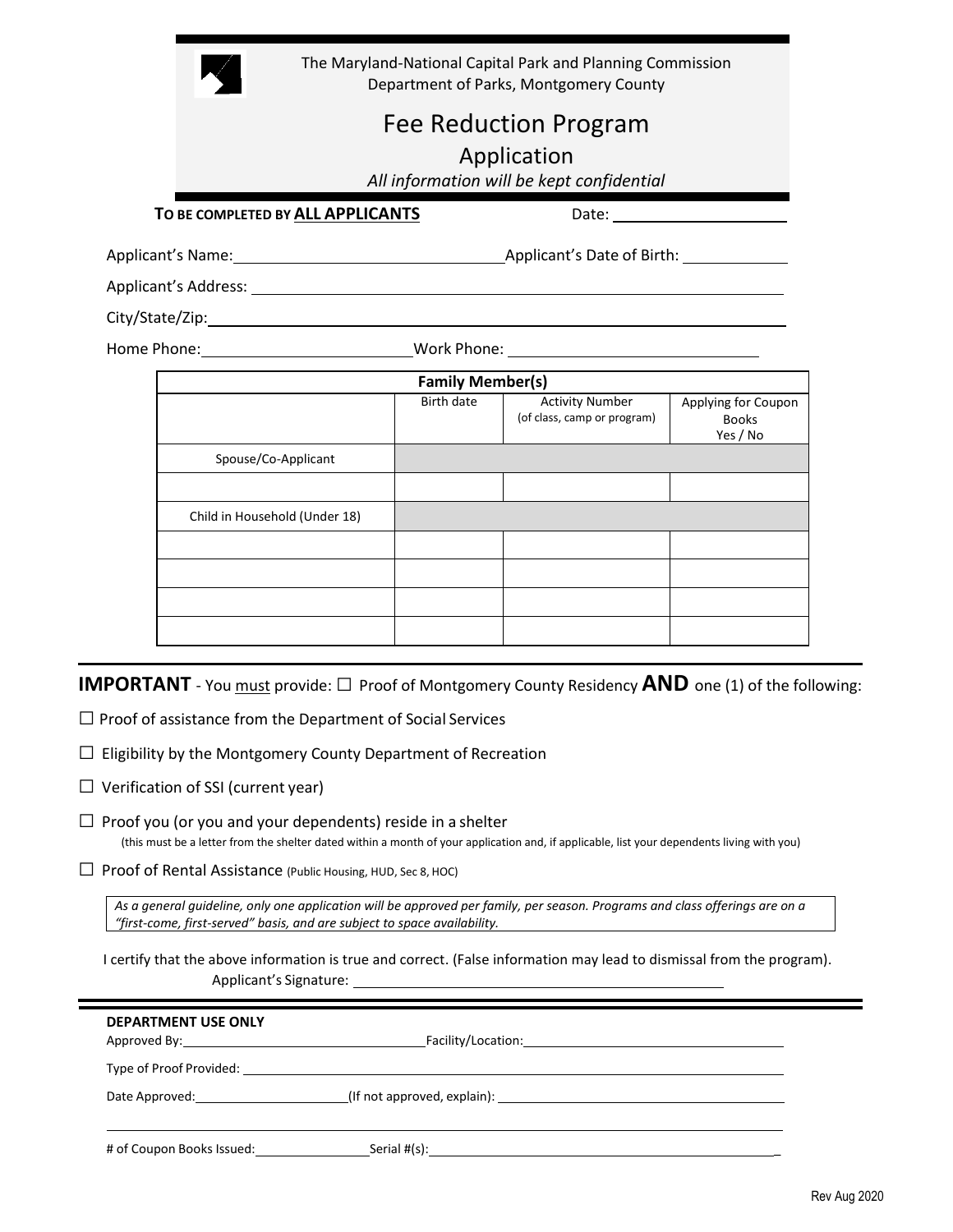The Maryland-National Capital Park and Planning Commission
Department of Parks, Montgomery County

# Fee Reduction Program

## Application

*All information will be kept confidential*

**TO BE COMPLETED BY ALL APPLICANTS** Date: ____________________

Applicant's Name: ________________________________ Applicant's Date of Birth: ____________

Applicant's Address: ____________________________________________________________

City/State/Zip: ____________________________________________________________

Home Phone: ________________________ Work Phone: ____________________________

| Family Member(s) | | | |
|---|---|---|---|
| | Birth date | Activity Number (of class, camp or program) | Applying for Coupon Books Yes / No |
| Spouse/Co-Applicant | | | |
| | | | |
| Child in Household (Under 18) | | | |
| | | | |
| | | | |
| | | | |
| | | | |

**IMPORTANT** - You must provide: ☐ Proof of Montgomery County Residency **AND** one (1) of the following:

☐ Proof of assistance from the Department of Social Services

☐ Eligibility by the Montgomery County Department of Recreation

☐ Verification of SSI (current year)

☐ Proof you (or you and your dependents) reside in a shelter
(this must be a letter from the shelter dated within a month of your application and, if applicable, list your dependents living with you)

☐ Proof of Rental Assistance (Public Housing, HUD, Sec 8, HOC)

*As a general guideline, only one application will be approved per family, per season. Programs and class offerings are on a "first-come, first-served" basis, and are subject to space availability.*

I certify that the above information is true and correct. (False information may lead to dismissal from the program).

Applicant's Signature: ________________________________________________

**DEPARTMENT USE ONLY**

Approved By: ________________________________ Facility/Location: ________________________________

Type of Proof Provided: ____________________________________________________________

Date Approved: ____________________ (If not approved, explain): ________________________________

____________________________________________________________

# of Coupon Books Issued: ______________ Serial #(s): ________________________________________

Rev Aug 2020